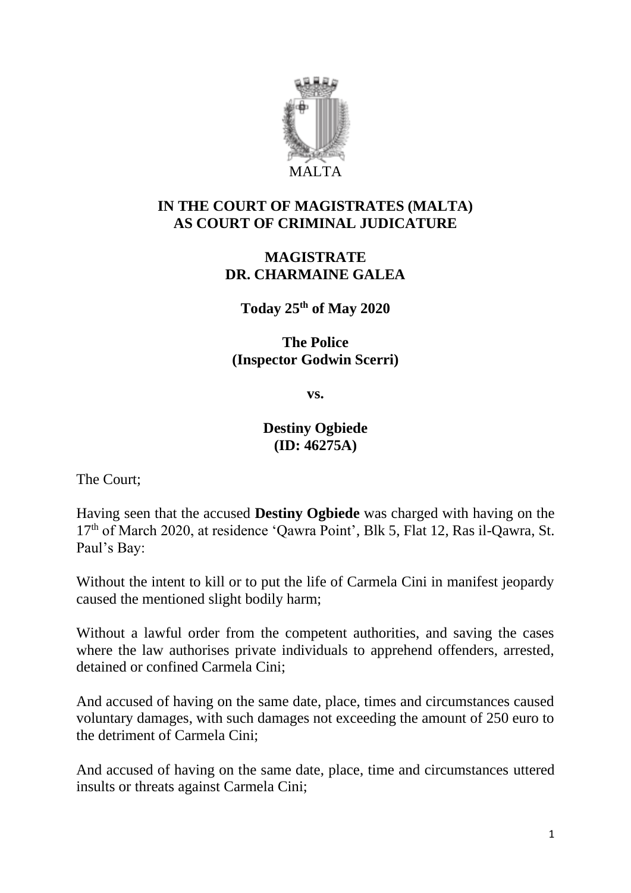MALTA

**IN THE COURT OF MAGISTRATES (MALTA)**
**AS COURT OF CRIMINAL JUDICATURE**

**MAGISTRATE**
**DR. CHARMAINE GALEA**

**Today 25th of May 2020**

**The Police**
**(Inspector Godwin Scerri)**

**vs.**

**Destiny Ogbiede**
**(ID: 46275A)**

The Court;

Having seen that the accused **Destiny Ogbiede** was charged with having on the 17th of March 2020, at residence 'Qawra Point', Blk 5, Flat 12, Ras il-Qawra, St. Paul's Bay:

Without the intent to kill or to put the life of Carmela Cini in manifest jeopardy caused the mentioned slight bodily harm;

Without a lawful order from the competent authorities, and saving the cases where the law authorises private individuals to apprehend offenders, arrested, detained or confined Carmela Cini;

And accused of having on the same date, place, times and circumstances caused voluntary damages, with such damages not exceeding the amount of 250 euro to the detriment of Carmela Cini;

And accused of having on the same date, place, time and circumstances uttered insults or threats against Carmela Cini;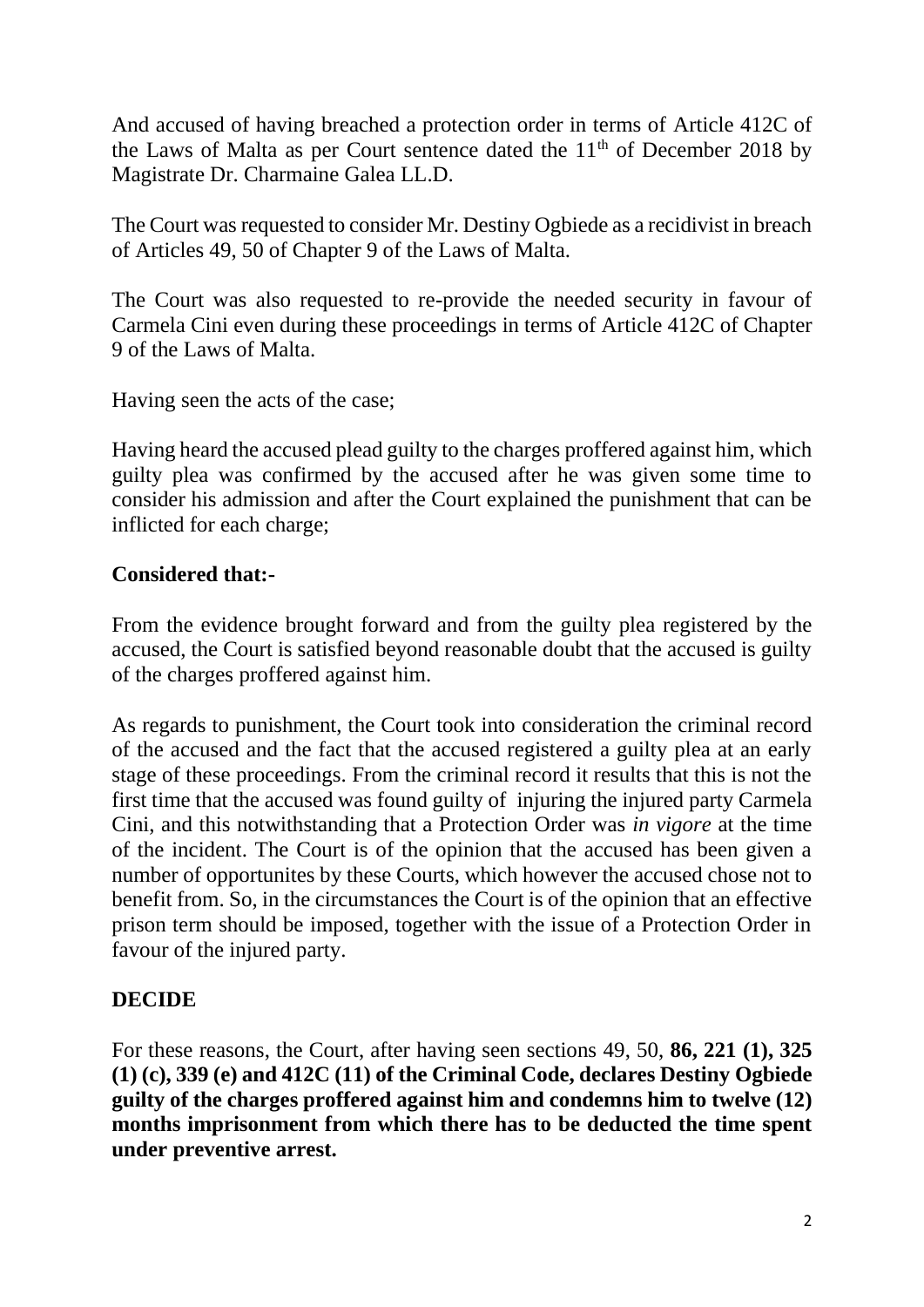And accused of having breached a protection order in terms of Article 412C of the Laws of Malta as per Court sentence dated the 11th of December 2018 by Magistrate Dr. Charmaine Galea LL.D.

The Court was requested to consider Mr. Destiny Ogbiede as a recidivist in breach of Articles 49, 50 of Chapter 9 of the Laws of Malta.

The Court was also requested to re-provide the needed security in favour of Carmela Cini even during these proceedings in terms of Article 412C of Chapter 9 of the Laws of Malta.

Having seen the acts of the case;

Having heard the accused plead guilty to the charges proffered against him, which guilty plea was confirmed by the accused after he was given some time to consider his admission and after the Court explained the punishment that can be inflicted for each charge;

**Considered that:-**

From the evidence brought forward and from the guilty plea registered by the accused, the Court is satisfied beyond reasonable doubt that the accused is guilty of the charges proffered against him.

As regards to punishment, the Court took into consideration the criminal record of the accused and the fact that the accused registered a guilty plea at an early stage of these proceedings. From the criminal record it results that this is not the first time that the accused was found guilty of injuring the injured party Carmela Cini, and this notwithstanding that a Protection Order was *in vigore* at the time of the incident. The Court is of the opinion that the accused has been given a number of opportunites by these Courts, which however the accused chose not to benefit from. So, in the circumstances the Court is of the opinion that an effective prison term should be imposed, together with the issue of a Protection Order in favour of the injured party.

**DECIDE**

For these reasons, the Court, after having seen sections 49, 50, **86, 221 (1), 325 (1) (c), 339 (e) and 412C (11) of the Criminal Code, declares Destiny Ogbiede guilty of the charges proffered against him and condemns him to twelve (12) months imprisonment from which there has to be deducted the time spent under preventive arrest.**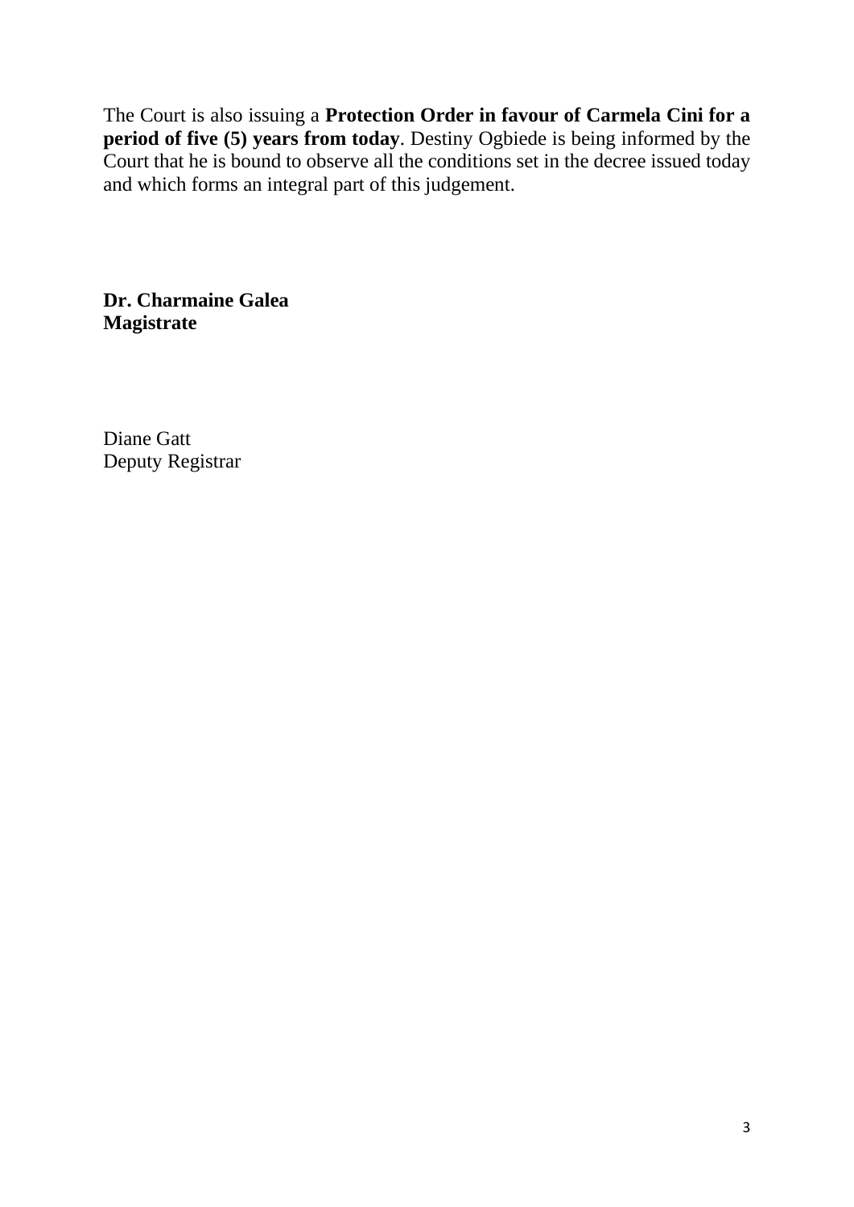The Court is also issuing a **Protection Order in favour of Carmela Cini for a period of five (5) years from today**. Destiny Ogbiede is being informed by the Court that he is bound to observe all the conditions set in the decree issued today and which forms an integral part of this judgement.

**Dr. Charmaine Galea**
**Magistrate**

Diane Gatt
Deputy Registrar